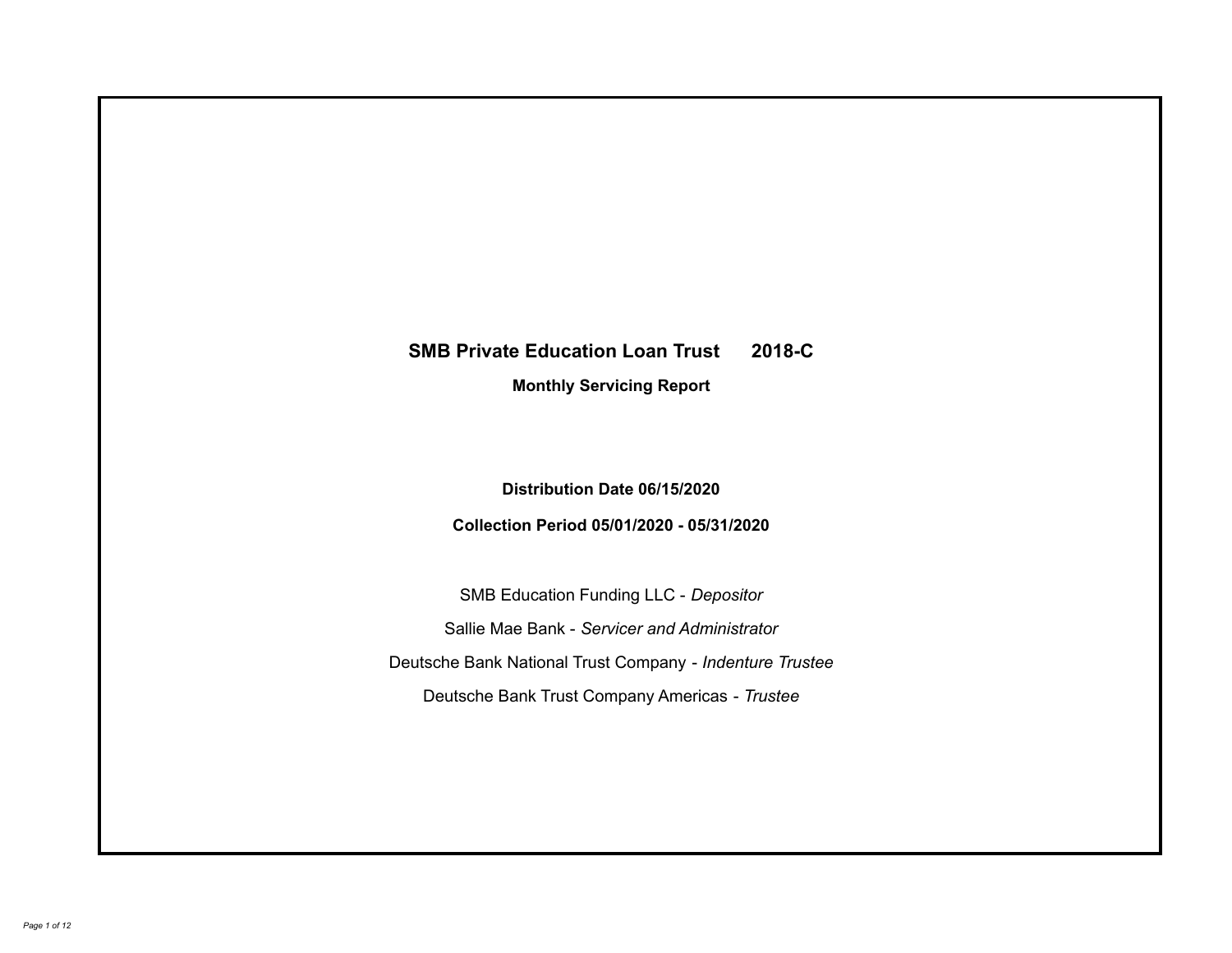# SMB Private Education Loan Trust 2018-C

**Monthly Servicing Report**

**Distribution Date 06/15/2020**

**Collection Period 05/01/2020 - 05/31/2020**

SMB Education Funding LLC - *Depositor*

Sallie Mae Bank - *Servicer and Administrator*

Deutsche Bank National Trust Company - *Indenture Trustee*

Deutsche Bank Trust Company Americas - *Trustee*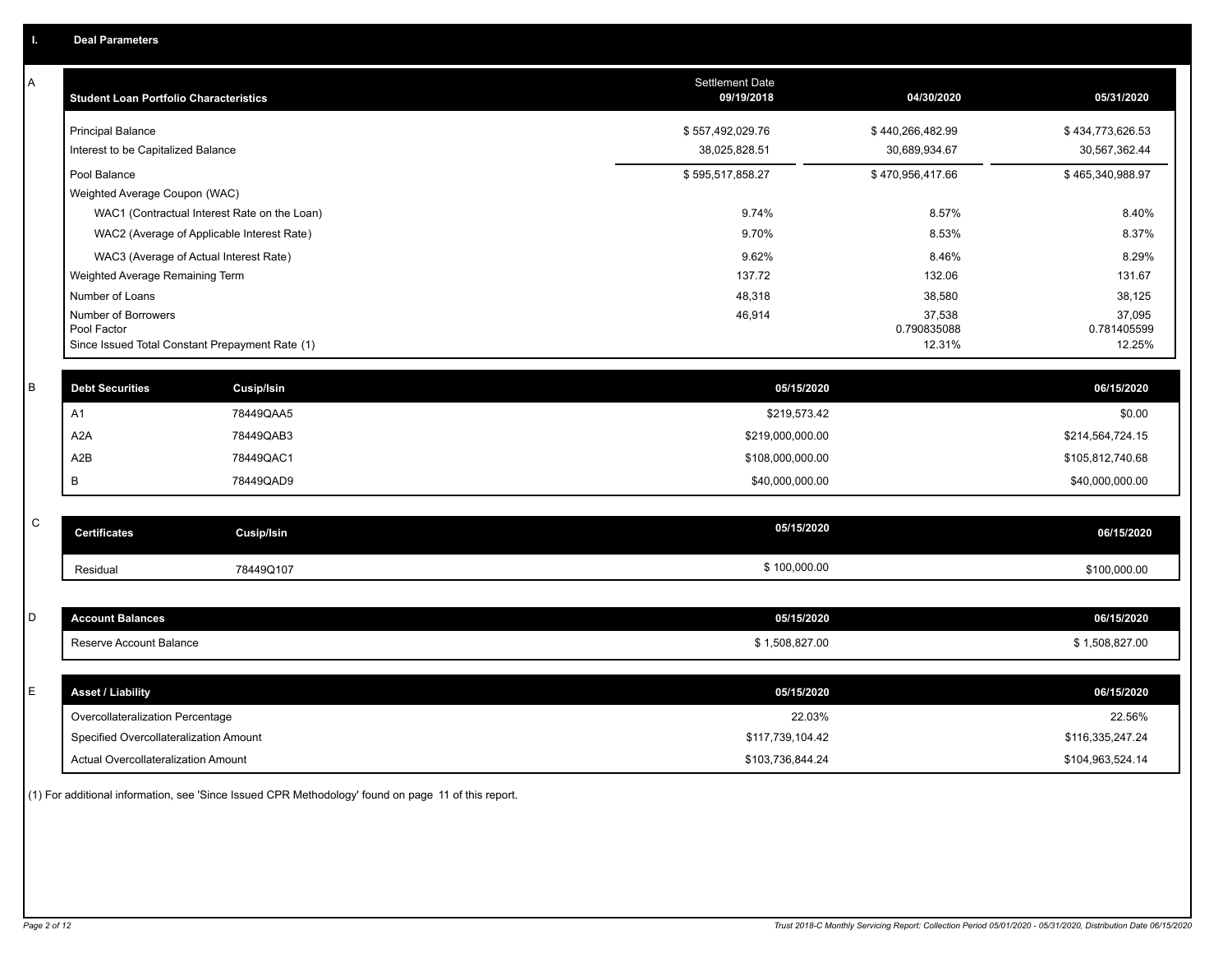# I. Deal Parameters

## A

| Student Loan Portfolio Characteristics | Settlement Date 09/19/2018 | 04/30/2020 | 05/31/2020 |
|---|---|---|---|
| Principal Balance | $ 557,492,029.76 | $ 440,266,482.99 | $ 434,773,626.53 |
| Interest to be Capitalized Balance | 38,025,828.51 | 30,689,934.67 | 30,567,362.44 |
| Pool Balance | $ 595,517,858.27 | $ 470,956,417.66 | $ 465,340,988.97 |
| Weighted Average Coupon (WAC) | | | |
| WAC1 (Contractual Interest Rate on the Loan) | 9.74% | 8.57% | 8.40% |
| WAC2 (Average of Applicable Interest Rate) | 9.70% | 8.53% | 8.37% |
| WAC3 (Average of Actual Interest Rate) | 9.62% | 8.46% | 8.29% |
| Weighted Average Remaining Term | 137.72 | 132.06 | 131.67 |
| Number of Loans | 48,318 | 38,580 | 38,125 |
| Number of Borrowers | 46,914 | 37,538 | 37,095 |
| Pool Factor | | 0.790835088 | 0.781405599 |
| Since Issued Total Constant Prepayment Rate (1) | | 12.31% | 12.25% |

## B

| Debt Securities | Cusip/Isin | 05/15/2020 | 06/15/2020 |
|---|---|---|---|
| A1 | 78449QAA5 | $219,573.42 | $0.00 |
| A2A | 78449QAB3 | $219,000,000.00 | $214,564,724.15 |
| A2B | 78449QAC1 | $108,000,000.00 | $105,812,740.68 |
| B | 78449QAD9 | $40,000,000.00 | $40,000,000.00 |

## C

| Certificates | Cusip/Isin | 05/15/2020 | 06/15/2020 |
|---|---|---|---|
| Residual | 78449Q107 | $ 100,000.00 | $100,000.00 |

## D

| Account Balances | 05/15/2020 | 06/15/2020 |
|---|---|---|
| Reserve Account Balance | $ 1,508,827.00 | $ 1,508,827.00 |

## E

| Asset / Liability | 05/15/2020 | 06/15/2020 |
|---|---|---|
| Overcollateralization Percentage | 22.03% | 22.56% |
| Specified Overcollateralization Amount | $117,739,104.42 | $116,335,247.24 |
| Actual Overcollateralization Amount | $103,736,844.24 | $104,963,524.14 |

(1) For additional information, see 'Since Issued CPR Methodology' found on page 11 of this report.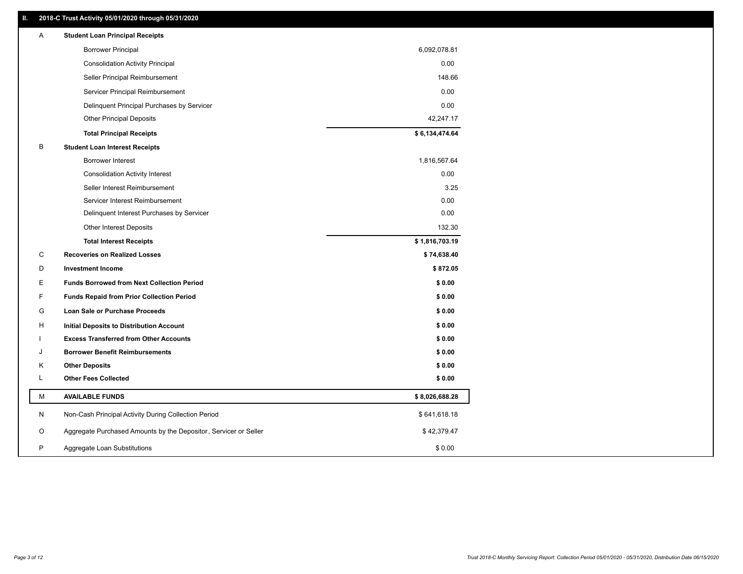## II. 2018-C Trust Activity 05/01/2020 through 05/31/2020

| | | |
|---|---|---|
| A | **Student Loan Principal Receipts** | |
| | Borrower Principal | 6,092,078.81 |
| | Consolidation Activity Principal | 0.00 |
| | Seller Principal Reimbursement | 148.66 |
| | Servicer Principal Reimbursement | 0.00 |
| | Delinquent Principal Purchases by Servicer | 0.00 |
| | Other Principal Deposits | 42,247.17 |
| | **Total Principal Receipts** | **$ 6,134,474.64** |
| B | **Student Loan Interest Receipts** | |
| | Borrower Interest | 1,816,567.64 |
| | Consolidation Activity Interest | 0.00 |
| | Seller Interest Reimbursement | 3.25 |
| | Servicer Interest Reimbursement | 0.00 |
| | Delinquent Interest Purchases by Servicer | 0.00 |
| | Other Interest Deposits | 132.30 |
| | **Total Interest Receipts** | **$ 1,816,703.19** |
| C | **Recoveries on Realized Losses** | **$ 74,638.40** |
| D | **Investment Income** | **$ 872.05** |
| E | **Funds Borrowed from Next Collection Period** | **$ 0.00** |
| F | **Funds Repaid from Prior Collection Period** | **$ 0.00** |
| G | **Loan Sale or Purchase Proceeds** | **$ 0.00** |
| H | **Initial Deposits to Distribution Account** | **$ 0.00** |
| I | **Excess Transferred from Other Accounts** | **$ 0.00** |
| J | **Borrower Benefit Reimbursements** | **$ 0.00** |
| K | **Other Deposits** | **$ 0.00** |
| L | **Other Fees Collected** | **$ 0.00** |
| M | **AVAILABLE FUNDS** | **$ 8,026,688.28** |
| N | Non-Cash Principal Activity During Collection Period | $ 641,618.18 |
| O | Aggregate Purchased Amounts by the Depositor, Servicer or Seller | $ 42,379.47 |
| P | Aggregate Loan Substitutions | $ 0.00 |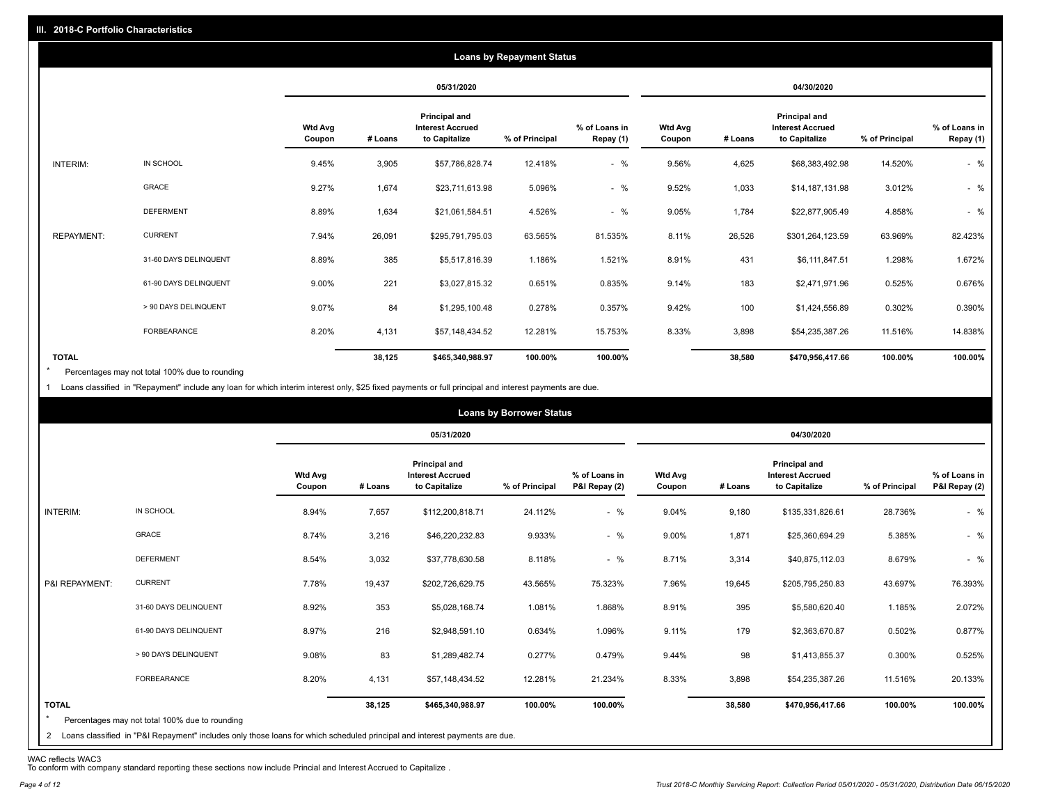## III. 2018-C Portfolio Characteristics

### Loans by Repayment Status

| | | 05/31/2020 | | | | | 04/30/2020 | | | | |
|---|---|---|---|---|---|---|---|---|---|---|---|
| | | Wtd Avg Coupon | # Loans | Principal and Interest Accrued to Capitalize | % of Principal | % of Loans in Repay (1) | Wtd Avg Coupon | # Loans | Principal and Interest Accrued to Capitalize | % of Principal | % of Loans in Repay (1) |
| INTERIM: | IN SCHOOL | 9.45% | 3,905 | $57,786,828.74 | 12.418% | - % | 9.56% | 4,625 | $68,383,492.98 | 14.520% | - % |
| | GRACE | 9.27% | 1,674 | $23,711,613.98 | 5.096% | - % | 9.52% | 1,033 | $14,187,131.98 | 3.012% | - % |
| | DEFERMENT | 8.89% | 1,634 | $21,061,584.51 | 4.526% | - % | 9.05% | 1,784 | $22,877,905.49 | 4.858% | - % |
| REPAYMENT: | CURRENT | 7.94% | 26,091 | $295,791,795.03 | 63.565% | 81.535% | 8.11% | 26,526 | $301,264,123.59 | 63.969% | 82.423% |
| | 31-60 DAYS DELINQUENT | 8.89% | 385 | $5,517,816.39 | 1.186% | 1.521% | 8.91% | 431 | $6,111,847.51 | 1.298% | 1.672% |
| | 61-90 DAYS DELINQUENT | 9.00% | 221 | $3,027,815.32 | 0.651% | 0.835% | 9.14% | 183 | $2,471,971.96 | 0.525% | 0.676% |
| | > 90 DAYS DELINQUENT | 9.07% | 84 | $1,295,100.48 | 0.278% | 0.357% | 9.42% | 100 | $1,424,556.89 | 0.302% | 0.390% |
| | FORBEARANCE | 8.20% | 4,131 | $57,148,434.52 | 12.281% | 15.753% | 8.33% | 3,898 | $54,235,387.26 | 11.516% | 14.838% |
| TOTAL | | | 38,125 | $465,340,988.97 | 100.00% | 100.00% | | 38,580 | $470,956,417.66 | 100.00% | 100.00% |

* Percentages may not total 100% due to rounding

1 Loans classified in "Repayment" include any loan for which interim interest only, $25 fixed payments or full principal and interest payments are due.

### Loans by Borrower Status

| | | 05/31/2020 | | | | | 04/30/2020 | | | | |
|---|---|---|---|---|---|---|---|---|---|---|---|
| | | Wtd Avg Coupon | # Loans | Principal and Interest Accrued to Capitalize | % of Principal | % of Loans in P&I Repay (2) | Wtd Avg Coupon | # Loans | Principal and Interest Accrued to Capitalize | % of Principal | % of Loans in P&I Repay (2) |
| INTERIM: | IN SCHOOL | 8.94% | 7,657 | $112,200,818.71 | 24.112% | - % | 9.04% | 9,180 | $135,331,826.61 | 28.736% | - % |
| | GRACE | 8.74% | 3,216 | $46,220,232.83 | 9.933% | - % | 9.00% | 1,871 | $25,360,694.29 | 5.385% | - % |
| | DEFERMENT | 8.54% | 3,032 | $37,778,630.58 | 8.118% | - % | 8.71% | 3,314 | $40,875,112.03 | 8.679% | - % |
| P&I REPAYMENT: | CURRENT | 7.78% | 19,437 | $202,726,629.75 | 43.565% | 75.323% | 7.96% | 19,645 | $205,795,250.83 | 43.697% | 76.393% |
| | 31-60 DAYS DELINQUENT | 8.92% | 353 | $5,028,168.74 | 1.081% | 1.868% | 8.91% | 395 | $5,580,620.40 | 1.185% | 2.072% |
| | 61-90 DAYS DELINQUENT | 8.97% | 216 | $2,948,591.10 | 0.634% | 1.096% | 9.11% | 179 | $2,363,670.87 | 0.502% | 0.877% |
| | > 90 DAYS DELINQUENT | 9.08% | 83 | $1,289,482.74 | 0.277% | 0.479% | 9.44% | 98 | $1,413,855.37 | 0.300% | 0.525% |
| | FORBEARANCE | 8.20% | 4,131 | $57,148,434.52 | 12.281% | 21.234% | 8.33% | 3,898 | $54,235,387.26 | 11.516% | 20.133% |
| TOTAL | | | 38,125 | $465,340,988.97 | 100.00% | 100.00% | | 38,580 | $470,956,417.66 | 100.00% | 100.00% |

* Percentages may not total 100% due to rounding

2 Loans classified in "P&I Repayment" includes only those loans for which scheduled principal and interest payments are due.

WAC reflects WAC3

To conform with company standard reporting these sections now include Princial and Interest Accrued to Capitalize .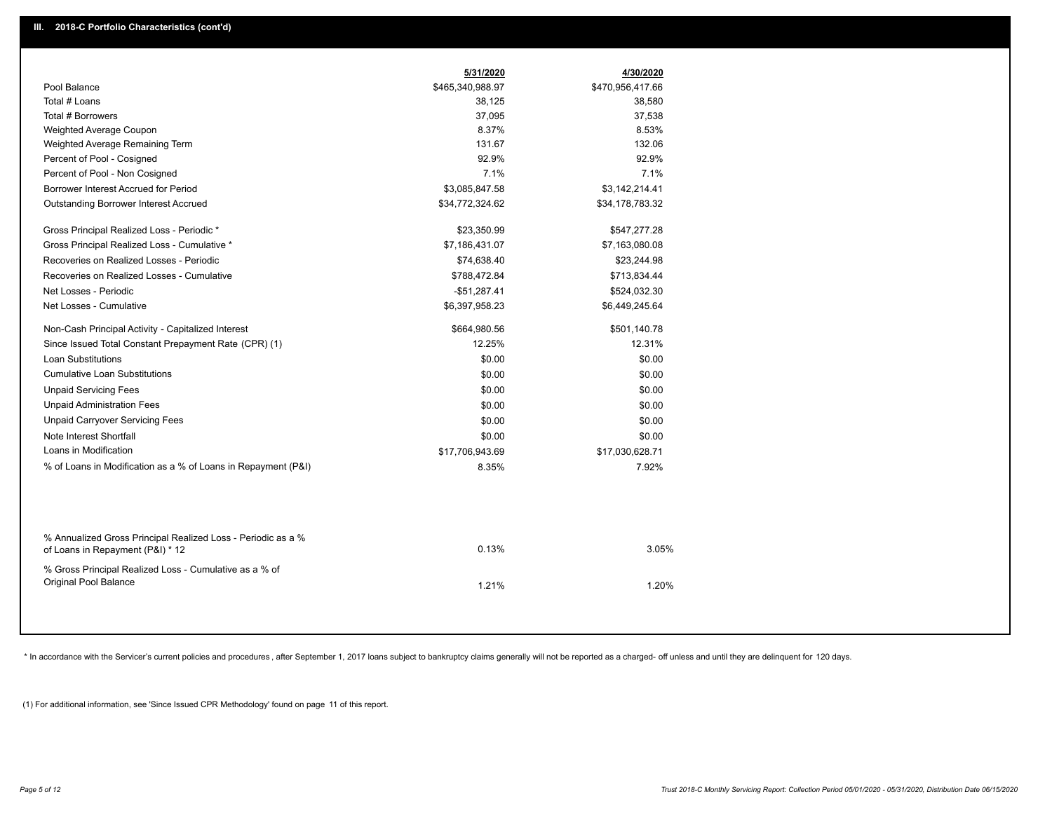## III. 2018-C Portfolio Characteristics (cont'd)

| | 5/31/2020 | 4/30/2020 |
|---|---|---|
| Pool Balance | $465,340,988.97 | $470,956,417.66 |
| Total # Loans | 38,125 | 38,580 |
| Total # Borrowers | 37,095 | 37,538 |
| Weighted Average Coupon | 8.37% | 8.53% |
| Weighted Average Remaining Term | 131.67 | 132.06 |
| Percent of Pool - Cosigned | 92.9% | 92.9% |
| Percent of Pool - Non Cosigned | 7.1% | 7.1% |
| Borrower Interest Accrued for Period | $3,085,847.58 | $3,142,214.41 |
| Outstanding Borrower Interest Accrued | $34,772,324.62 | $34,178,783.32 |
| Gross Principal Realized Loss - Periodic * | $23,350.99 | $547,277.28 |
| Gross Principal Realized Loss - Cumulative * | $7,186,431.07 | $7,163,080.08 |
| Recoveries on Realized Losses - Periodic | $74,638.40 | $23,244.98 |
| Recoveries on Realized Losses - Cumulative | $788,472.84 | $713,834.44 |
| Net Losses - Periodic | -$51,287.41 | $524,032.30 |
| Net Losses - Cumulative | $6,397,958.23 | $6,449,245.64 |
| Non-Cash Principal Activity - Capitalized Interest | $664,980.56 | $501,140.78 |
| Since Issued Total Constant Prepayment Rate (CPR) (1) | 12.25% | 12.31% |
| Loan Substitutions | $0.00 | $0.00 |
| Cumulative Loan Substitutions | $0.00 | $0.00 |
| Unpaid Servicing Fees | $0.00 | $0.00 |
| Unpaid Administration Fees | $0.00 | $0.00 |
| Unpaid Carryover Servicing Fees | $0.00 | $0.00 |
| Note Interest Shortfall | $0.00 | $0.00 |
| Loans in Modification | $17,706,943.69 | $17,030,628.71 |
| % of Loans in Modification as a % of Loans in Repayment (P&I) | 8.35% | 7.92% |
| % Annualized Gross Principal Realized Loss - Periodic as a % of Loans in Repayment (P&I) * 12 | 0.13% | 3.05% |
| % Gross Principal Realized Loss - Cumulative as a % of Original Pool Balance | 1.21% | 1.20% |

* In accordance with the Servicer's current policies and procedures, after September 1, 2017 loans subject to bankruptcy claims generally will not be reported as a charged- off unless and until they are delinquent for 120 days.

(1) For additional information, see 'Since Issued CPR Methodology' found on page 11 of this report.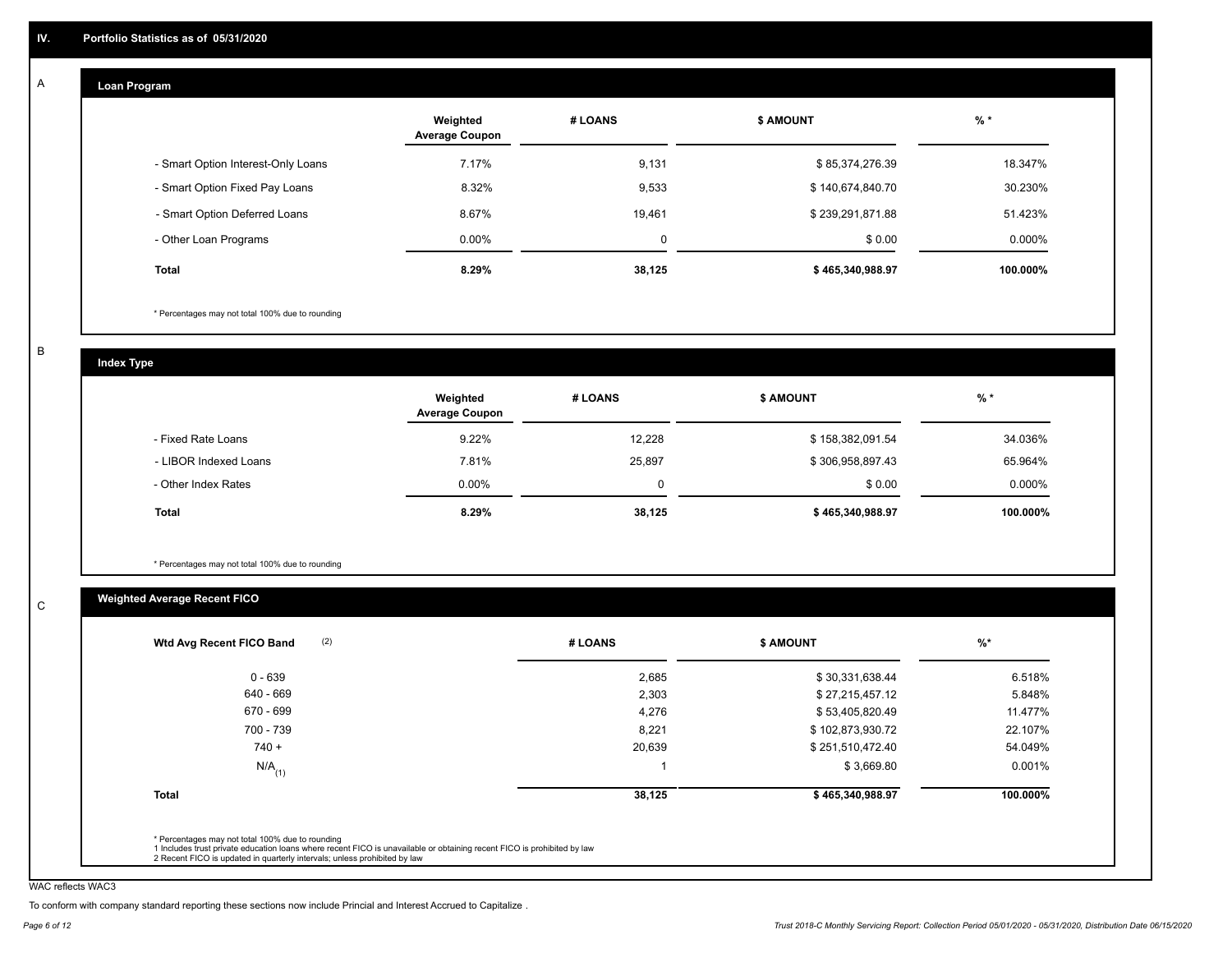## IV. Portfolio Statistics as of 05/31/2020

### A. Loan Program

| | Weighted Average Coupon | # LOANS | $ AMOUNT | % * |
|---|---|---|---|---|
| - Smart Option Interest-Only Loans | 7.17% | 9,131 | $ 85,374,276.39 | 18.347% |
| - Smart Option Fixed Pay Loans | 8.32% | 9,533 | $ 140,674,840.70 | 30.230% |
| - Smart Option Deferred Loans | 8.67% | 19,461 | $ 239,291,871.88 | 51.423% |
| - Other Loan Programs | 0.00% | 0 | $ 0.00 | 0.000% |
| **Total** | **8.29%** | **38,125** | **$ 465,340,988.97** | **100.000%** |

* Percentages may not total 100% due to rounding

### B. Index Type

| | Weighted Average Coupon | # LOANS | $ AMOUNT | % * |
|---|---|---|---|---|
| - Fixed Rate Loans | 9.22% | 12,228 | $ 158,382,091.54 | 34.036% |
| - LIBOR Indexed Loans | 7.81% | 25,897 | $ 306,958,897.43 | 65.964% |
| - Other Index Rates | 0.00% | 0 | $ 0.00 | 0.000% |
| **Total** | **8.29%** | **38,125** | **$ 465,340,988.97** | **100.000%** |

* Percentages may not total 100% due to rounding

### C. Weighted Average Recent FICO

| Wtd Avg Recent FICO Band (2) | # LOANS | $ AMOUNT | %* |
|---|---|---|---|
| 0 - 639 | 2,685 | $ 30,331,638.44 | 6.518% |
| 640 - 669 | 2,303 | $ 27,215,457.12 | 5.848% |
| 670 - 699 | 4,276 | $ 53,405,820.49 | 11.477% |
| 700 - 739 | 8,221 | $ 102,873,930.72 | 22.107% |
| 740 + | 20,639 | $ 251,510,472.40 | 54.049% |
| N/A (1) | 1 | $ 3,669.80 | 0.001% |
| **Total** | **38,125** | **$ 465,340,988.97** | **100.000%** |

* Percentages may not total 100% due to rounding
1 Includes trust private education loans where recent FICO is unavailable or obtaining recent FICO is prohibited by law
2 Recent FICO is updated in quarterly intervals; unless prohibited by law

WAC reflects WAC3

To conform with company standard reporting these sections now include Princial and Interest Accrued to Capitalize .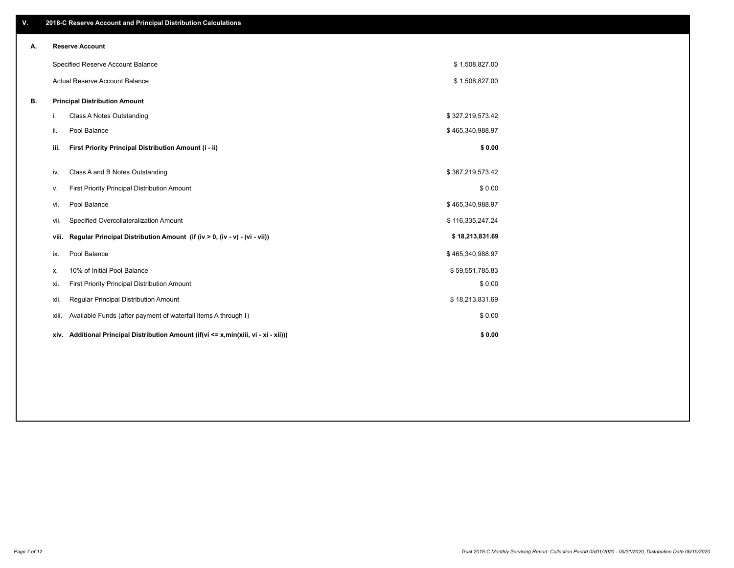## V. 2018-C Reserve Account and Principal Distribution Calculations

### A. Reserve Account

| | |
|---|---|
| Specified Reserve Account Balance | $ 1,508,827.00 |
| Actual Reserve Account Balance | $ 1,508,827.00 |

### B. Principal Distribution Amount

| | | |
|---|---|---|
| i. | Class A Notes Outstanding | $ 327,219,573.42 |
| ii. | Pool Balance | $ 465,340,988.97 |
| **iii.** | **First Priority Principal Distribution Amount (i - ii)** | **$ 0.00** |
| iv. | Class A and B Notes Outstanding | $ 367,219,573.42 |
| v. | First Priority Principal Distribution Amount | $ 0.00 |
| vi. | Pool Balance | $ 465,340,988.97 |
| vii. | Specified Overcollateralization Amount | $ 116,335,247.24 |
| **viii.** | **Regular Principal Distribution Amount (if (iv > 0, (iv - v) - (vi - vii))** | **$ 18,213,831.69** |
| ix. | Pool Balance | $ 465,340,988.97 |
| x. | 10% of Initial Pool Balance | $ 59,551,785.83 |
| xi. | First Priority Principal Distribution Amount | $ 0.00 |
| xii. | Regular Principal Distribution Amount | $ 18,213,831.69 |
| xiii. | Available Funds (after payment of waterfall items A through I) | $ 0.00 |
| **xiv.** | **Additional Principal Distribution Amount (if(vi <= x,min(xiii, vi - xi - xii)))** | **$ 0.00** |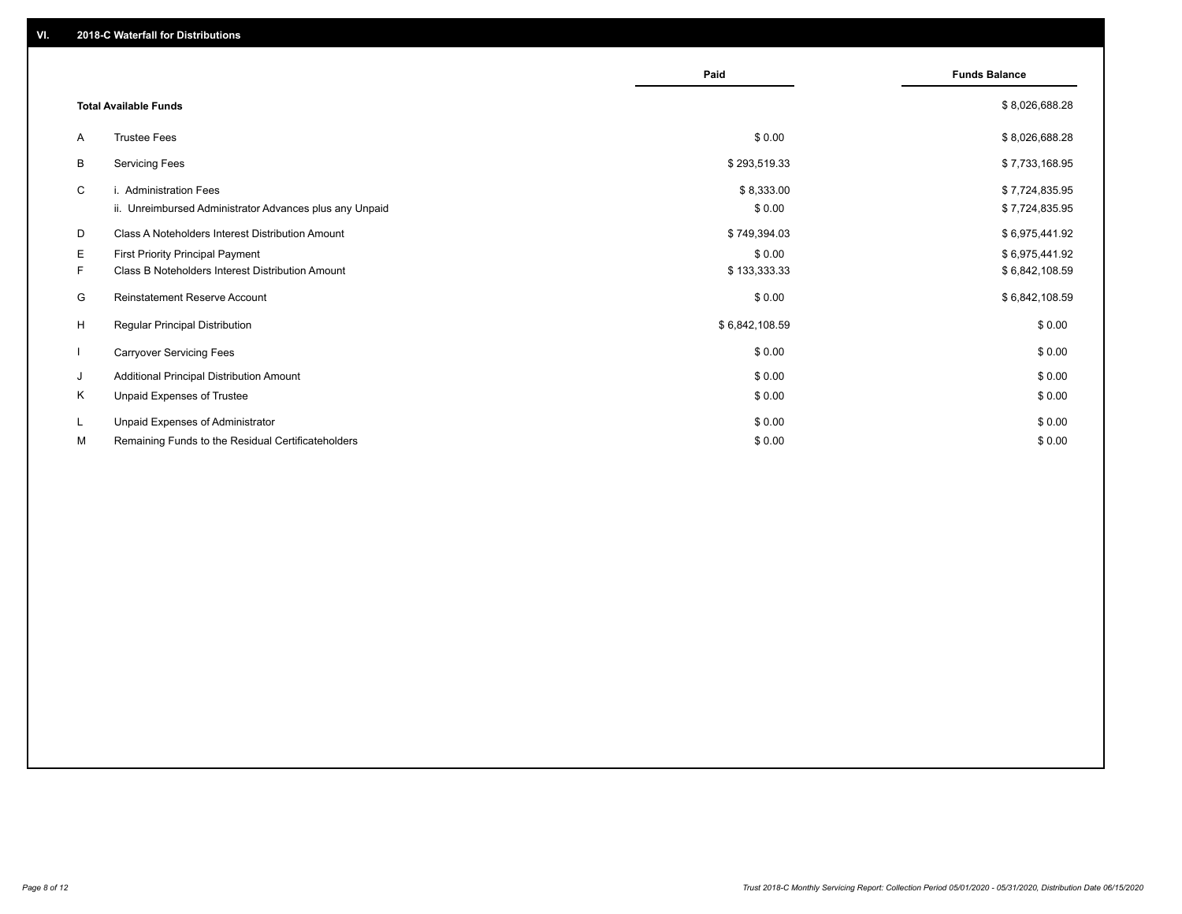## VI. 2018-C Waterfall for Distributions

| | | Paid | Funds Balance |
|---|---|---|---|
| | **Total Available Funds** | | $ 8,026,688.28 |
| A | Trustee Fees | $ 0.00 | $ 8,026,688.28 |
| B | Servicing Fees | $ 293,519.33 | $ 7,733,168.95 |
| C | i. Administration Fees | $ 8,333.00 | $ 7,724,835.95 |
| | ii. Unreimbursed Administrator Advances plus any Unpaid | $ 0.00 | $ 7,724,835.95 |
| D | Class A Noteholders Interest Distribution Amount | $ 749,394.03 | $ 6,975,441.92 |
| E | First Priority Principal Payment | $ 0.00 | $ 6,975,441.92 |
| F | Class B Noteholders Interest Distribution Amount | $ 133,333.33 | $ 6,842,108.59 |
| G | Reinstatement Reserve Account | $ 0.00 | $ 6,842,108.59 |
| H | Regular Principal Distribution | $ 6,842,108.59 | $ 0.00 |
| I | Carryover Servicing Fees | $ 0.00 | $ 0.00 |
| J | Additional Principal Distribution Amount | $ 0.00 | $ 0.00 |
| K | Unpaid Expenses of Trustee | $ 0.00 | $ 0.00 |
| L | Unpaid Expenses of Administrator | $ 0.00 | $ 0.00 |
| M | Remaining Funds to the Residual Certificateholders | $ 0.00 | $ 0.00 |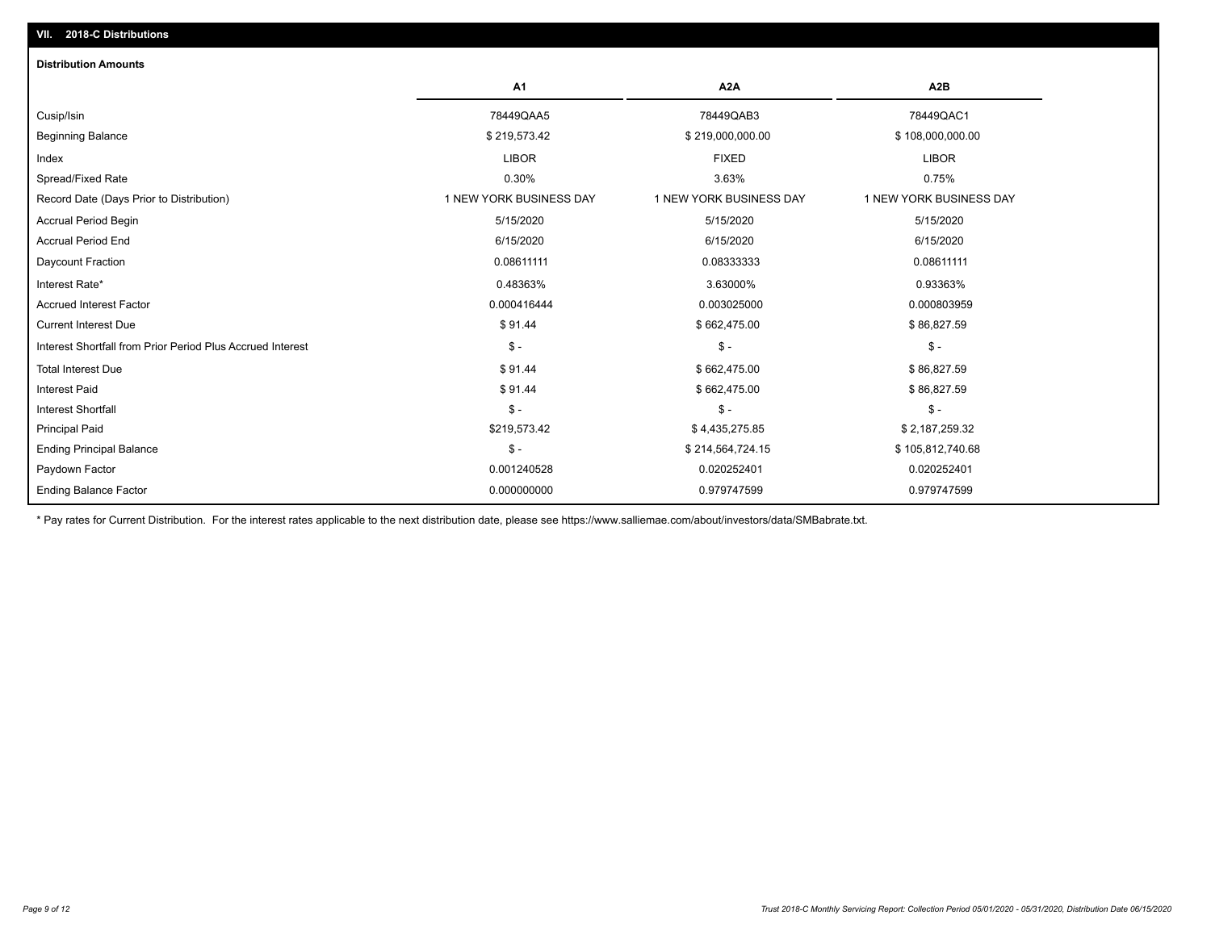## VII. 2018-C Distributions

### Distribution Amounts

| | A1 | A2A | A2B |
|---|---|---|---|
| Cusip/Isin | 78449QAA5 | 78449QAB3 | 78449QAC1 |
| Beginning Balance | $ 219,573.42 | $ 219,000,000.00 | $ 108,000,000.00 |
| Index | LIBOR | FIXED | LIBOR |
| Spread/Fixed Rate | 0.30% | 3.63% | 0.75% |
| Record Date (Days Prior to Distribution) | 1 NEW YORK BUSINESS DAY | 1 NEW YORK BUSINESS DAY | 1 NEW YORK BUSINESS DAY |
| Accrual Period Begin | 5/15/2020 | 5/15/2020 | 5/15/2020 |
| Accrual Period End | 6/15/2020 | 6/15/2020 | 6/15/2020 |
| Daycount Fraction | 0.08611111 | 0.08333333 | 0.08611111 |
| Interest Rate* | 0.48363% | 3.63000% | 0.93363% |
| Accrued Interest Factor | 0.000416444 | 0.003025000 | 0.000803959 |
| Current Interest Due | $ 91.44 | $ 662,475.00 | $ 86,827.59 |
| Interest Shortfall from Prior Period Plus Accrued Interest | $ - | $ - | $ - |
| Total Interest Due | $ 91.44 | $ 662,475.00 | $ 86,827.59 |
| Interest Paid | $ 91.44 | $ 662,475.00 | $ 86,827.59 |
| Interest Shortfall | $ - | $ - | $ - |
| Principal Paid | $219,573.42 | $ 4,435,275.85 | $ 2,187,259.32 |
| Ending Principal Balance | $ - | $ 214,564,724.15 | $ 105,812,740.68 |
| Paydown Factor | 0.001240528 | 0.020252401 | 0.020252401 |
| Ending Balance Factor | 0.000000000 | 0.979747599 | 0.979747599 |

* Pay rates for Current Distribution. For the interest rates applicable to the next distribution date, please see https://www.salliemae.com/about/investors/data/SMBabrate.txt.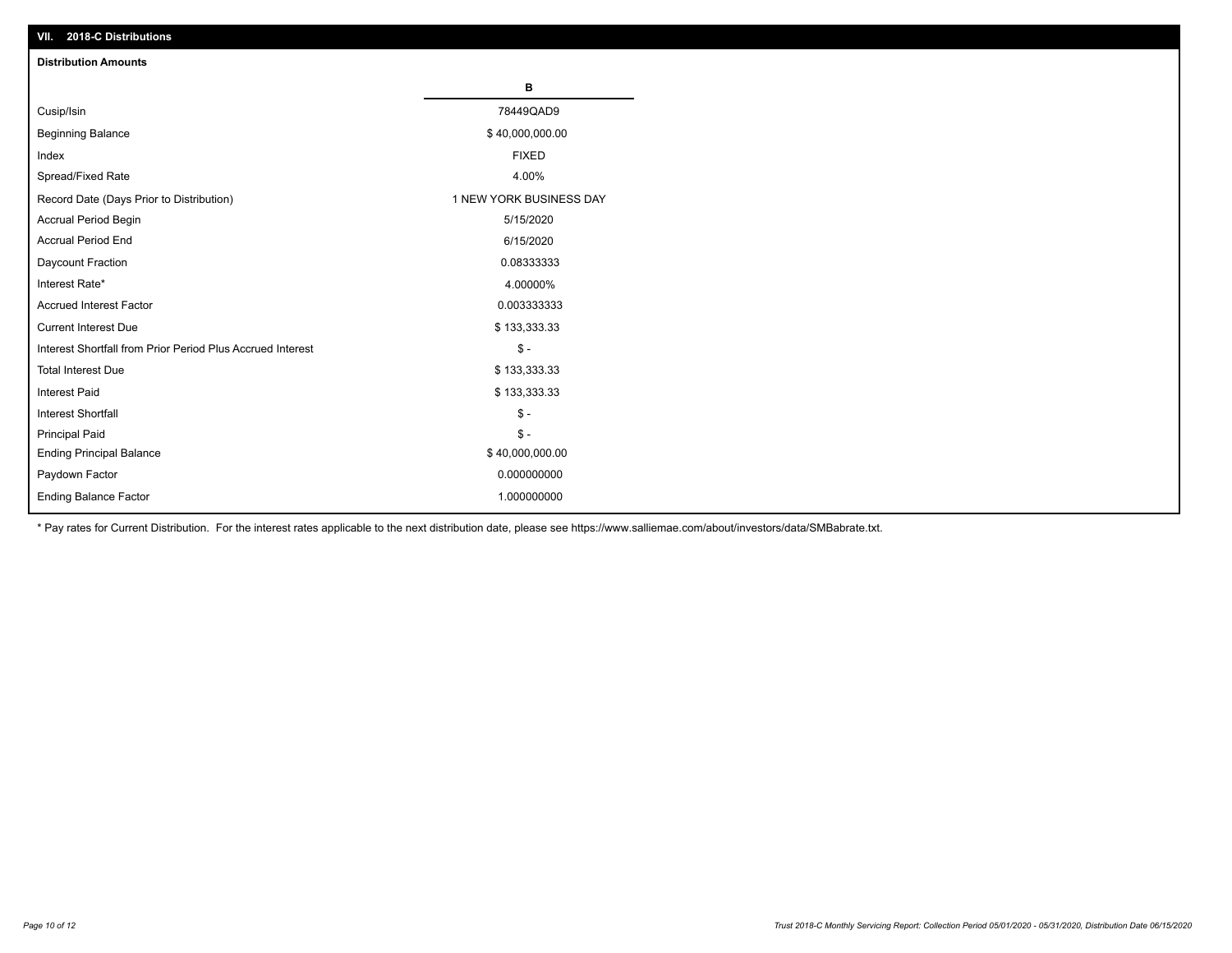## VII. 2018-C Distributions

### Distribution Amounts

| | B |
|---|---|
| Cusip/Isin | 78449QAD9 |
| Beginning Balance | $ 40,000,000.00 |
| Index | FIXED |
| Spread/Fixed Rate | 4.00% |
| Record Date (Days Prior to Distribution) | 1 NEW YORK BUSINESS DAY |
| Accrual Period Begin | 5/15/2020 |
| Accrual Period End | 6/15/2020 |
| Daycount Fraction | 0.08333333 |
| Interest Rate* | 4.00000% |
| Accrued Interest Factor | 0.003333333 |
| Current Interest Due | $ 133,333.33 |
| Interest Shortfall from Prior Period Plus Accrued Interest | $ - |
| Total Interest Due | $ 133,333.33 |
| Interest Paid | $ 133,333.33 |
| Interest Shortfall | $ - |
| Principal Paid | $ - |
| Ending Principal Balance | $ 40,000,000.00 |
| Paydown Factor | 0.000000000 |
| Ending Balance Factor | 1.000000000 |

* Pay rates for Current Distribution. For the interest rates applicable to the next distribution date, please see https://www.salliemae.com/about/investors/data/SMBabrate.txt.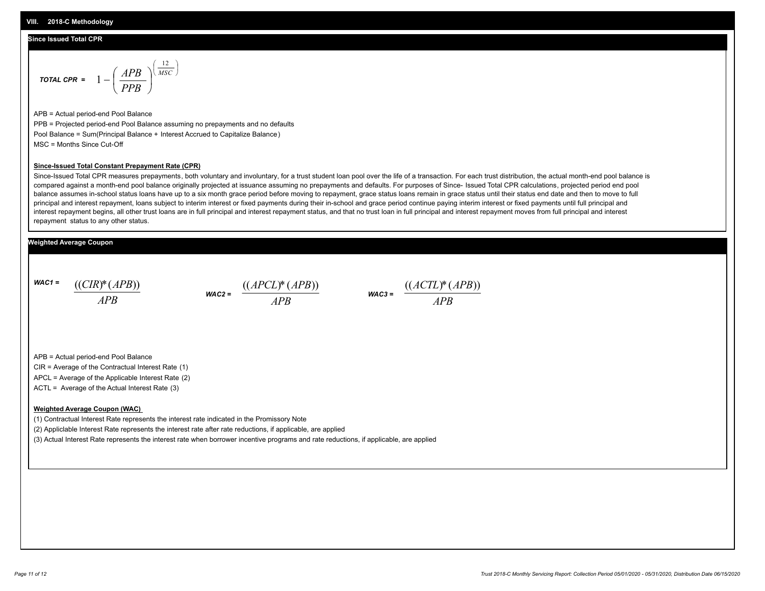## VIII. 2018-C Methodology

### Since Issued Total CPR

**TOTAL CPR =** $$1 - \left(\frac{APB}{PPB}\right)^{\left(\frac{12}{MSC}\right)}$$

APB = Actual period-end Pool Balance

PPB = Projected period-end Pool Balance assuming no prepayments and no defaults

Pool Balance = Sum(Principal Balance + Interest Accrued to Capitalize Balance)

MSC = Months Since Cut-Off

**Since-Issued Total Constant Prepayment Rate (CPR)**

Since-Issued Total CPR measures prepayments, both voluntary and involuntary, for a trust student loan pool over the life of a transaction. For each trust distribution, the actual month-end pool balance is compared against a month-end pool balance originally projected at issuance assuming no prepayments and defaults. For purposes of Since- Issued Total CPR calculations, projected period end pool balance assumes in-school status loans have up to a six month grace period before moving to repayment, grace status loans remain in grace status until their status end date and then to move to full principal and interest repayment, loans subject to interim interest or fixed payments during their in-school and grace period continue paying interim interest or fixed payments until full principal and interest repayment begins, all other trust loans are in full principal and interest repayment status, and that no trust loan in full principal and interest repayment moves from full principal and interest repayment status to any other status.

### Weighted Average Coupon

**WAC1 =** $$\frac{((CIR)*(APB))}{APB}$$

**WAC2 =** $$\frac{((APCL)*(APB))}{APB}$$

**WAC3 =** $$\frac{((ACTL)*(APB))}{APB}$$

APB = Actual period-end Pool Balance

CIR = Average of the Contractual Interest Rate (1)

APCL = Average of the Applicable Interest Rate (2)

ACTL = Average of the Actual Interest Rate (3)

**Weighted Average Coupon (WAC)**

(1) Contractual Interest Rate represents the interest rate indicated in the Promissory Note

(2) Appliclable Interest Rate represents the interest rate after rate reductions, if applicable, are applied

(3) Actual Interest Rate represents the interest rate when borrower incentive programs and rate reductions, if applicable, are applied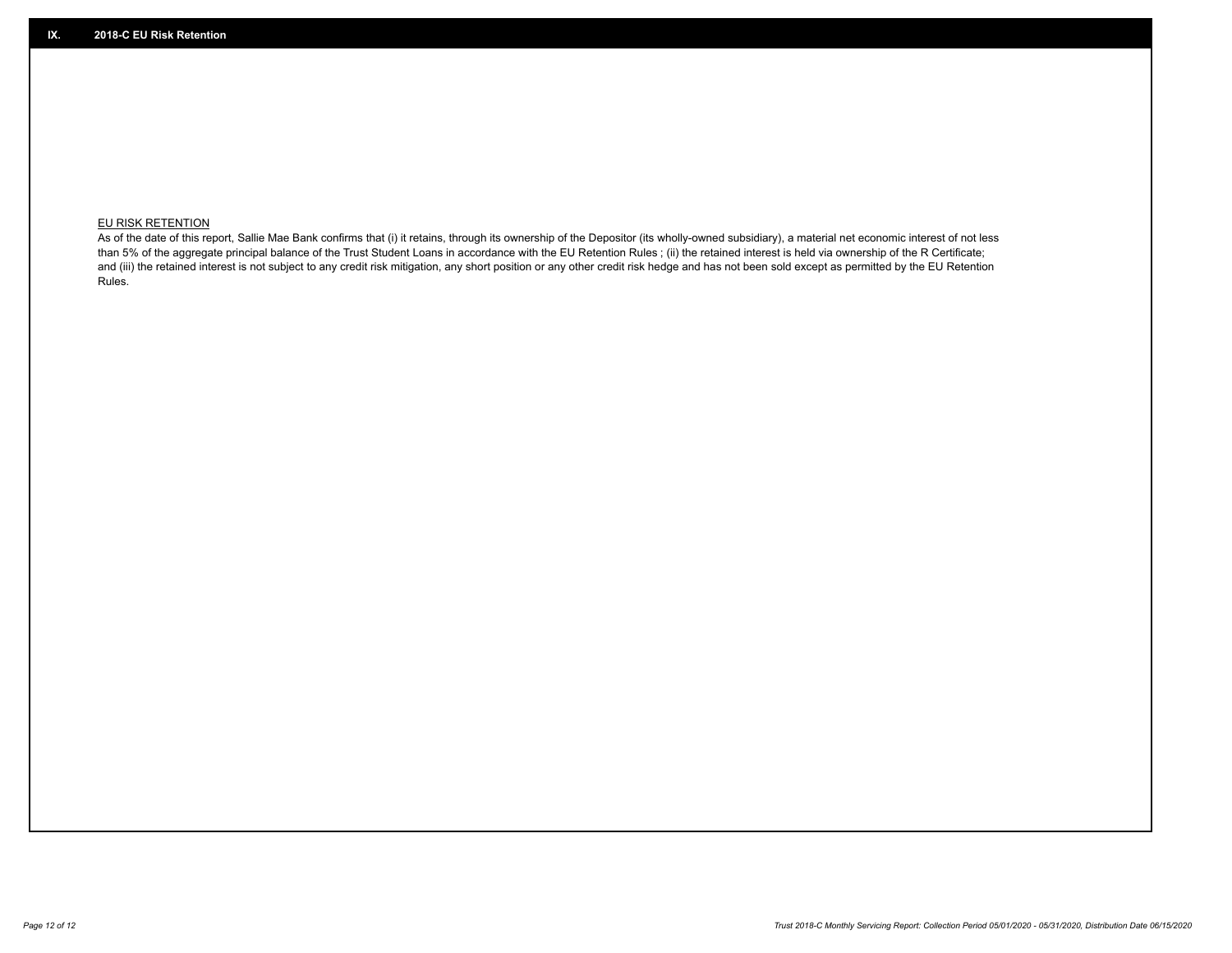## IX. 2018-C EU Risk Retention

EU RISK RETENTION

As of the date of this report, Sallie Mae Bank confirms that (i) it retains, through its ownership of the Depositor (its wholly-owned subsidiary), a material net economic interest of not less than 5% of the aggregate principal balance of the Trust Student Loans in accordance with the EU Retention Rules ; (ii) the retained interest is held via ownership of the R Certificate; and (iii) the retained interest is not subject to any credit risk mitigation, any short position or any other credit risk hedge and has not been sold except as permitted by the EU Retention Rules.